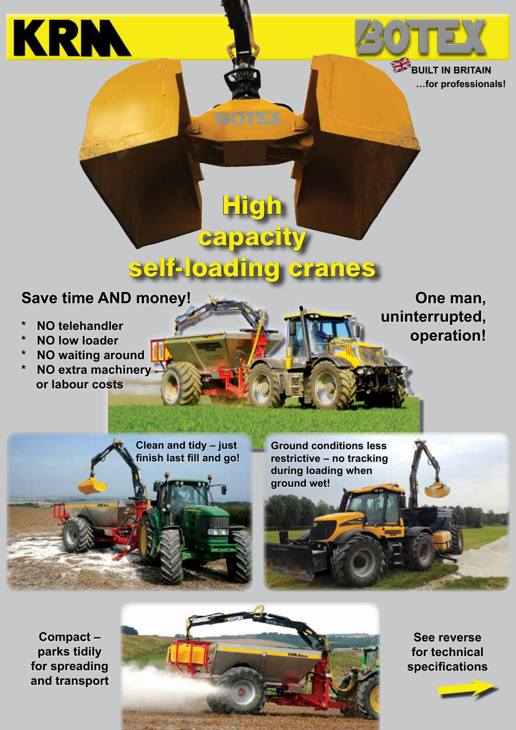KRM

BOTEX

BUILT IN BRITAIN
…for professionals!

# High capacity self-loading cranes

## Save time AND money!

- NO telehandler
- NO low loader
- NO waiting around
- NO extra machinery or labour costs

**One man, uninterrupted, operation!**

Clean and tidy – just finish last fill and go!

Ground conditions less restrictive – no tracking during loading when ground wet!

**Compact – parks tidily for spreading and transport**

**See reverse for technical specifications**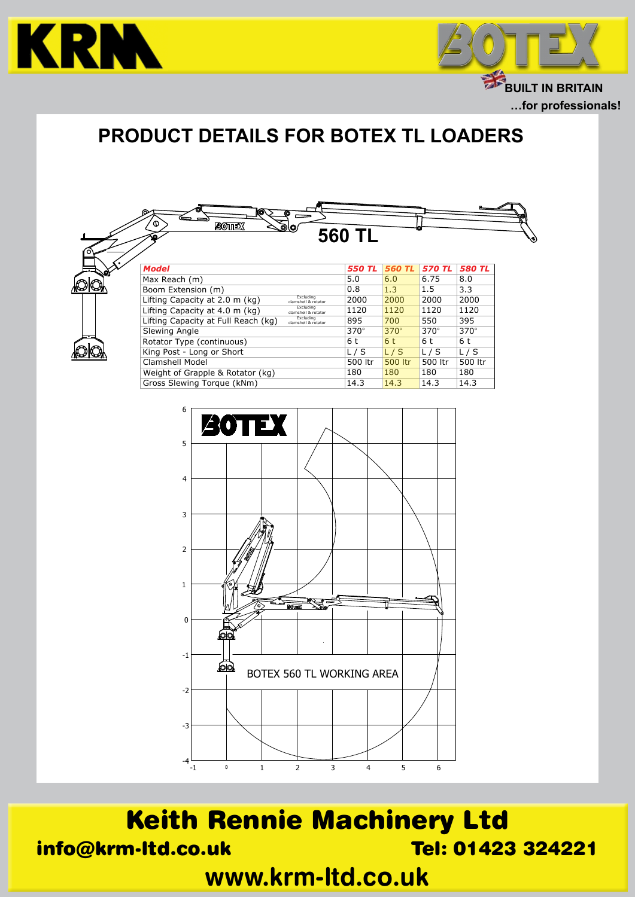KRM

BOTEX

BUILT IN BRITAIN

…for professionals!

# PRODUCT DETAILS FOR BOTEX TL LOADERS

BOTEX

560 TL

| Model | 550 TL | 560 TL | 570 TL | 580 TL |
|---|---|---|---|---|
| Max Reach (m) | 5.0 | 6.0 | 6.75 | 8.0 |
| Boom Extension (m) | 0.8 | 1.3 | 1.5 | 3.3 |
| Lifting Capacity at 2.0 m (kg) Excluding clamshell & rotator | 2000 | 2000 | 2000 | 2000 |
| Lifting Capacity at 4.0 m (kg) Excluding clamshell & rotator | 1120 | 1120 | 1120 | 1120 |
| Lifting Capacity at Full Reach (kg) Excluding clamshell & rotator | 895 | 700 | 550 | 395 |
| Slewing Angle | 370° | 370° | 370° | 370° |
| Rotator Type (continuous) | 6 t | 6 t | 6 t | 6 t |
| King Post - Long or Short | L / S | L / S | L / S | L / S |
| Clamshell Model | 500 ltr | 500 ltr | 500 ltr | 500 ltr |
| Weight of Grapple & Rotator (kg) | 180 | 180 | 180 | 180 |
| Gross Slewing Torque (kNm) | 14.3 | 14.3 | 14.3 | 14.3 |

BOTEX

BOTEX 560 TL WORKING AREA

6
5
4
3
2
1
0
-1
-2
-3
-4

-1 0 1 2 3 4 5 6

## Keith Rennie Machinery Ltd

**info@krm-ltd.co.uk** **Tel: 01423 324221**

**www.krm-ltd.co.uk**